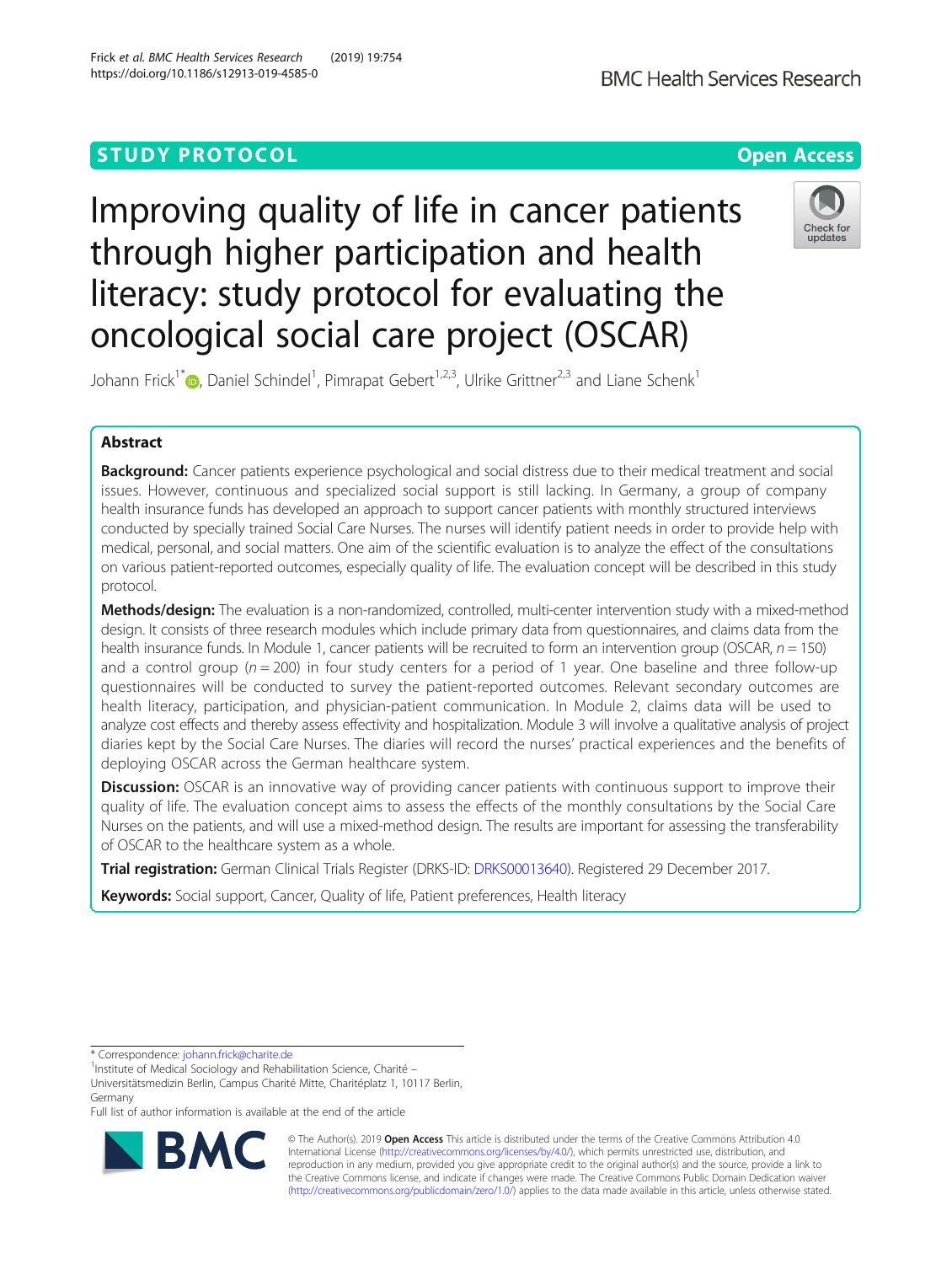STUDY PROTOCOL

Open Access

# Improving quality of life in cancer patients through higher participation and health literacy: study protocol for evaluating the oncological social care project (OSCAR)

Johann Frick[1*], Daniel Schindel[1], Pimrapat Gebert[1,2,3], Ulrike Grittner[2,3] and Liane Schenk[1]

## Abstract

**Background:** Cancer patients experience psychological and social distress due to their medical treatment and social issues. However, continuous and specialized social support is still lacking. In Germany, a group of company health insurance funds has developed an approach to support cancer patients with monthly structured interviews conducted by specially trained Social Care Nurses. The nurses will identify patient needs in order to provide help with medical, personal, and social matters. One aim of the scientific evaluation is to analyze the effect of the consultations on various patient-reported outcomes, especially quality of life. The evaluation concept will be described in this study protocol.

**Methods/design:** The evaluation is a non-randomized, controlled, multi-center intervention study with a mixed-method design. It consists of three research modules which include primary data from questionnaires, and claims data from the health insurance funds. In Module 1, cancer patients will be recruited to form an intervention group (OSCAR, $n = 150$) and a control group ($n = 200$) in four study centers for a period of 1 year. One baseline and three follow-up questionnaires will be conducted to survey the patient-reported outcomes. Relevant secondary outcomes are health literacy, participation, and physician-patient communication. In Module 2, claims data will be used to analyze cost effects and thereby assess effectivity and hospitalization. Module 3 will involve a qualitative analysis of project diaries kept by the Social Care Nurses. The diaries will record the nurses' practical experiences and the benefits of deploying OSCAR across the German healthcare system.

**Discussion:** OSCAR is an innovative way of providing cancer patients with continuous support to improve their quality of life. The evaluation concept aims to assess the effects of the monthly consultations by the Social Care Nurses on the patients, and will use a mixed-method design. The results are important for assessing the transferability of OSCAR to the healthcare system as a whole.

**Trial registration:** German Clinical Trials Register (DRKS-ID: DRKS00013640). Registered 29 December 2017.

**Keywords:** Social support, Cancer, Quality of life, Patient preferences, Health literacy

\* Correspondence: johann.frick@charite.de

[1]Institute of Medical Sociology and Rehabilitation Science, Charité – Universitätsmedizin Berlin, Campus Charité Mitte, Charitéplatz 1, 10117 Berlin, Germany

Full list of author information is available at the end of the article

© The Author(s). 2019 **Open Access** This article is distributed under the terms of the Creative Commons Attribution 4.0 International License (http://creativecommons.org/licenses/by/4.0/), which permits unrestricted use, distribution, and reproduction in any medium, provided you give appropriate credit to the original author(s) and the source, provide a link to the Creative Commons license, and indicate if changes were made. The Creative Commons Public Domain Dedication waiver (http://creativecommons.org/publicdomain/zero/1.0/) applies to the data made available in this article, unless otherwise stated.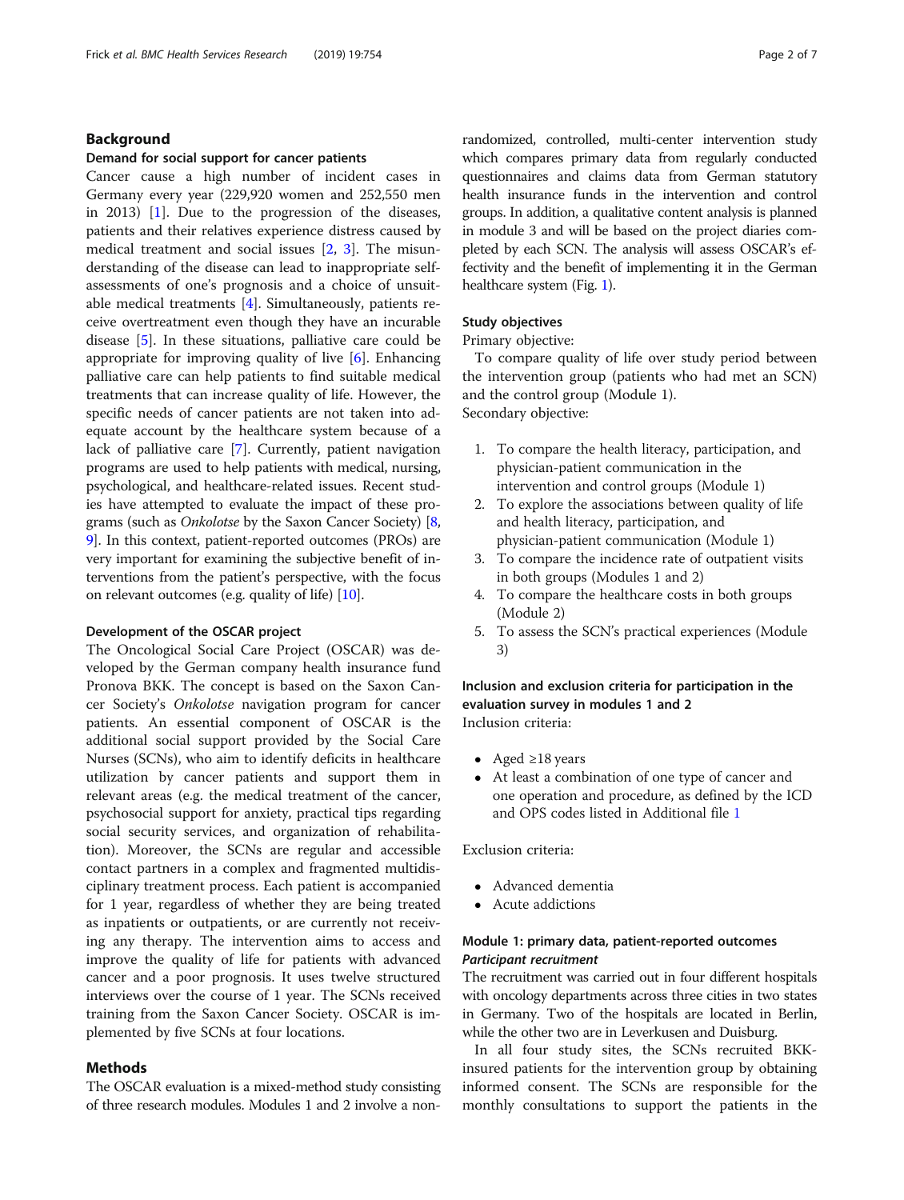## Background

### Demand for social support for cancer patients

Cancer cause a high number of incident cases in Germany every year (229,920 women and 252,550 men in 2013) [1]. Due to the progression of the diseases, patients and their relatives experience distress caused by medical treatment and social issues [2, 3]. The misunderstanding of the disease can lead to inappropriate self-assessments of one's prognosis and a choice of unsuitable medical treatments [4]. Simultaneously, patients receive overtreatment even though they have an incurable disease [5]. In these situations, palliative care could be appropriate for improving quality of live [6]. Enhancing palliative care can help patients to find suitable medical treatments that can increase quality of life. However, the specific needs of cancer patients are not taken into adequate account by the healthcare system because of a lack of palliative care [7]. Currently, patient navigation programs are used to help patients with medical, nursing, psychological, and healthcare-related issues. Recent studies have attempted to evaluate the impact of these programs (such as *Onkolotse* by the Saxon Cancer Society) [8, 9]. In this context, patient-reported outcomes (PROs) are very important for examining the subjective benefit of interventions from the patient's perspective, with the focus on relevant outcomes (e.g. quality of life) [10].

### Development of the OSCAR project

The Oncological Social Care Project (OSCAR) was developed by the German company health insurance fund Pronova BKK. The concept is based on the Saxon Cancer Society's *Onkolotse* navigation program for cancer patients. An essential component of OSCAR is the additional social support provided by the Social Care Nurses (SCNs), who aim to identify deficits in healthcare utilization by cancer patients and support them in relevant areas (e.g. the medical treatment of the cancer, psychosocial support for anxiety, practical tips regarding social security services, and organization of rehabilitation). Moreover, the SCNs are regular and accessible contact partners in a complex and fragmented multidisciplinary treatment process. Each patient is accompanied for 1 year, regardless of whether they are being treated as inpatients or outpatients, or are currently not receiving any therapy. The intervention aims to access and improve the quality of life for patients with advanced cancer and a poor prognosis. It uses twelve structured interviews over the course of 1 year. The SCNs received training from the Saxon Cancer Society. OSCAR is implemented by five SCNs at four locations.

## Methods

The OSCAR evaluation is a mixed-method study consisting of three research modules. Modules 1 and 2 involve a non-randomized, controlled, multi-center intervention study which compares primary data from regularly conducted questionnaires and claims data from German statutory health insurance funds in the intervention and control groups. In addition, a qualitative content analysis is planned in module 3 and will be based on the project diaries completed by each SCN. The analysis will assess OSCAR's effectivity and the benefit of implementing it in the German healthcare system (Fig. 1).

### Study objectives

Primary objective:

To compare quality of life over study period between the intervention group (patients who had met an SCN) and the control group (Module 1).

Secondary objective:

1. To compare the health literacy, participation, and physician-patient communication in the intervention and control groups (Module 1)
2. To explore the associations between quality of life and health literacy, participation, and physician-patient communication (Module 1)
3. To compare the incidence rate of outpatient visits in both groups (Modules 1 and 2)
4. To compare the healthcare costs in both groups (Module 2)
5. To assess the SCN's practical experiences (Module 3)

### Inclusion and exclusion criteria for participation in the evaluation survey in modules 1 and 2

Inclusion criteria:

- Aged ≥18 years
- At least a combination of one type of cancer and one operation and procedure, as defined by the ICD and OPS codes listed in Additional file 1

Exclusion criteria:

- Advanced dementia
- Acute addictions

### Module 1: primary data, patient-reported outcomes

#### *Participant recruitment*

The recruitment was carried out in four different hospitals with oncology departments across three cities in two states in Germany. Two of the hospitals are located in Berlin, while the other two are in Leverkusen and Duisburg.

In all four study sites, the SCNs recruited BKK-insured patients for the intervention group by obtaining informed consent. The SCNs are responsible for the monthly consultations to support the patients in the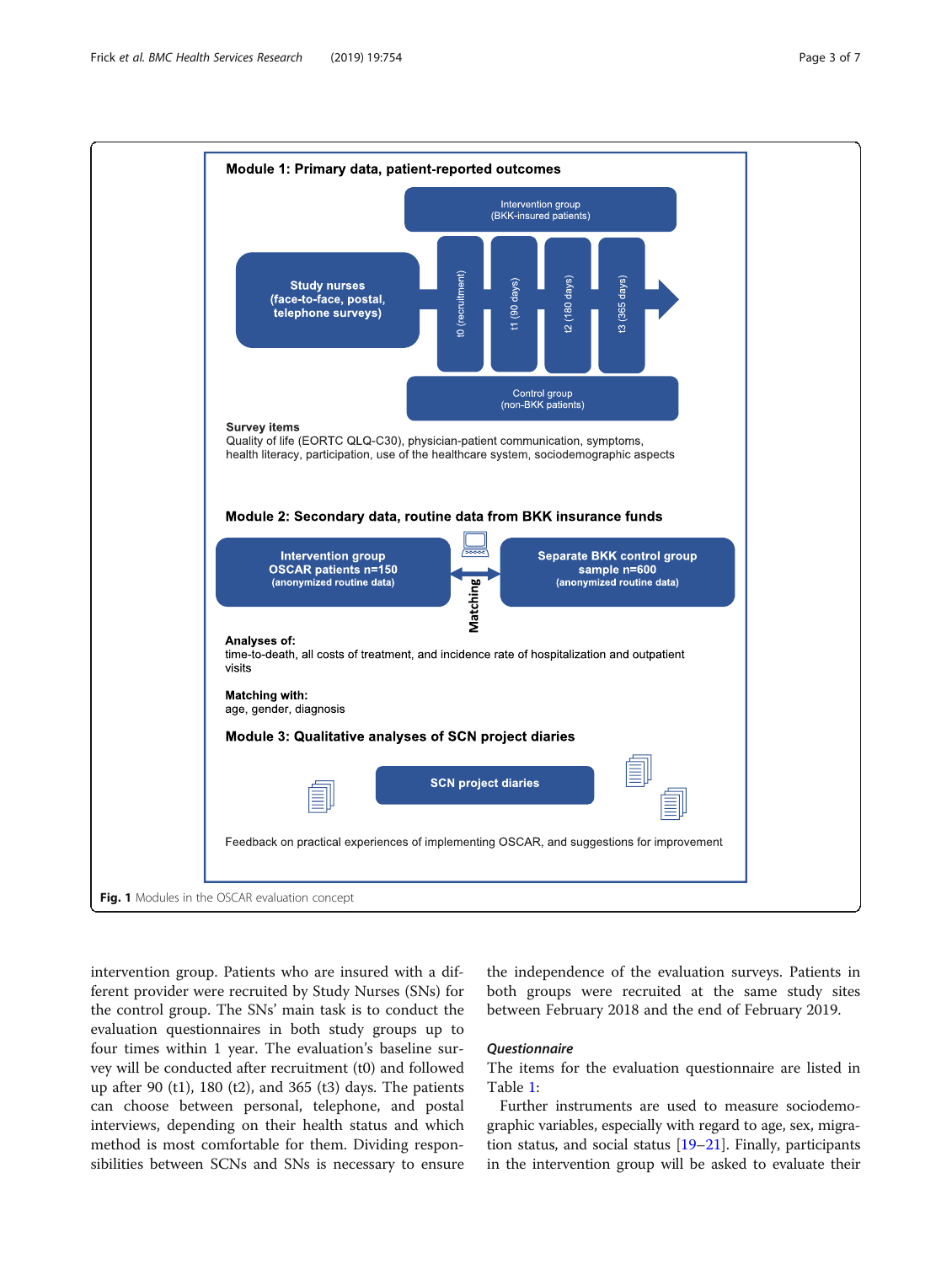Module 1: Primary data, patient-reported outcomes

Intervention group (BKK-insured patients)

Study nurses (face-to-face, postal, telephone surveys)

t0 (recruitment) | t1 (90 days) | t2 (180 days) | t3 (365 days)

Control group (non-BKK patients)

**Survey items**
Quality of life (EORTC QLQ-C30), physician-patient communication, symptoms, health literacy, participation, use of the healthcare system, sociodemographic aspects

Module 2: Secondary data, routine data from BKK insurance funds

Intervention group OSCAR patients n=150 (anonymized routine data)

Matching

Separate BKK control group sample n=600 (anonymized routine data)

**Analyses of:**
time-to-death, all costs of treatment, and incidence rate of hospitalization and outpatient visits

**Matching with:**
age, gender, diagnosis

Module 3: Qualitative analyses of SCN project diaries

SCN project diaries

Feedback on practical experiences of implementing OSCAR, and suggestions for improvement

**Fig. 1** Modules in the OSCAR evaluation concept

intervention group. Patients who are insured with a different provider were recruited by Study Nurses (SNs) for the control group. The SNs' main task is to conduct the evaluation questionnaires in both study groups up to four times within 1 year. The evaluation's baseline survey will be conducted after recruitment (t0) and followed up after 90 (t1), 180 (t2), and 365 (t3) days. The patients can choose between personal, telephone, and postal interviews, depending on their health status and which method is most comfortable for them. Dividing responsibilities between SCNs and SNs is necessary to ensure the independence of the evaluation surveys. Patients in both groups were recruited at the same study sites between February 2018 and the end of February 2019.

### *Questionnaire*

The items for the evaluation questionnaire are listed in Table 1:

Further instruments are used to measure sociodemographic variables, especially with regard to age, sex, migration status, and social status [19–21]. Finally, participants in the intervention group will be asked to evaluate their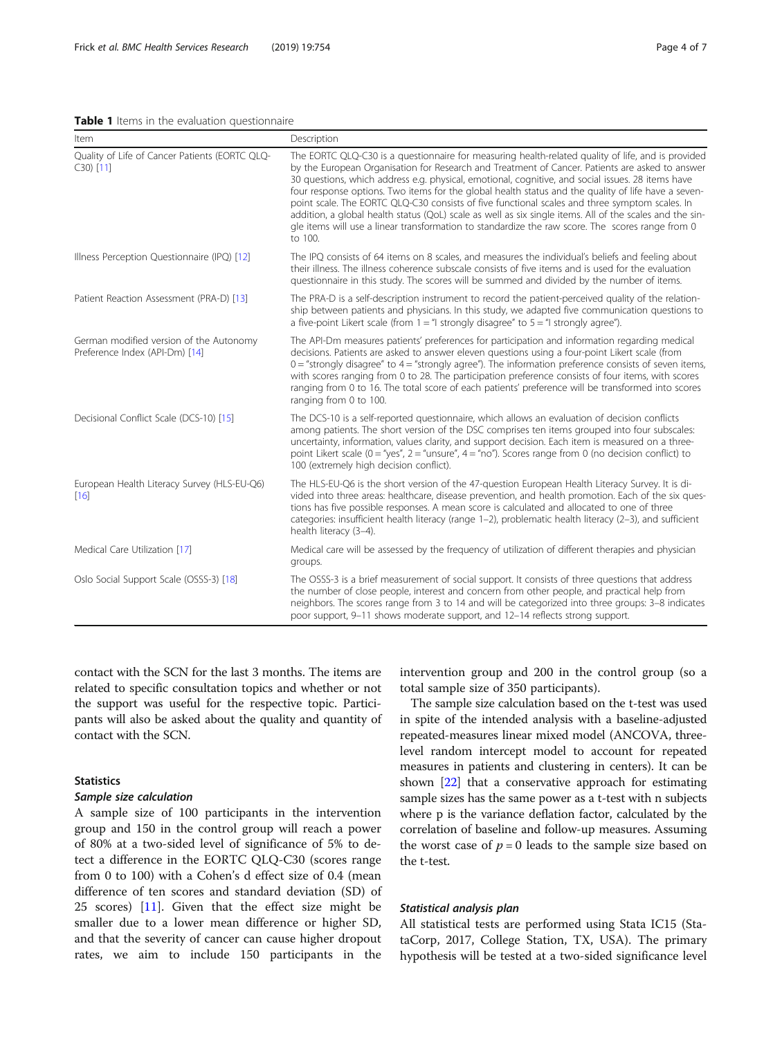**Table 1** Items in the evaluation questionnaire

| Item | Description |
|---|---|
| Quality of Life of Cancer Patients (EORTC QLQ-C30) [11] | The EORTC QLQ-C30 is a questionnaire for measuring health-related quality of life, and is provided by the European Organisation for Research and Treatment of Cancer. Patients are asked to answer 30 questions, which address e.g. physical, emotional, cognitive, and social issues. 28 items have four response options. Two items for the global health status and the quality of life have a seven-point scale. The EORTC QLQ-C30 consists of five functional scales and three symptom scales. In addition, a global health status (QoL) scale as well as six single items. All of the scales and the single items will use a linear transformation to standardize the raw score. The scores range from 0 to 100. |
| Illness Perception Questionnaire (IPQ) [12] | The IPQ consists of 64 items on 8 scales, and measures the individual's beliefs and feeling about their illness. The illness coherence subscale consists of five items and is used for the evaluation questionnaire in this study. The scores will be summed and divided by the number of items. |
| Patient Reaction Assessment (PRA-D) [13] | The PRA-D is a self-description instrument to record the patient-perceived quality of the relationship between patients and physicians. In this study, we adapted five communication questions to a five-point Likert scale (from 1 = "I strongly disagree" to 5 = "I strongly agree"). |
| German modified version of the Autonomy Preference Index (API-Dm) [14] | The API-Dm measures patients' preferences for participation and information regarding medical decisions. Patients are asked to answer eleven questions using a four-point Likert scale (from 0 = "strongly disagree" to 4 = "strongly agree"). The information preference consists of seven items, with scores ranging from 0 to 28. The participation preference consists of four items, with scores ranging from 0 to 16. The total score of each patients' preference will be transformed into scores ranging from 0 to 100. |
| Decisional Conflict Scale (DCS-10) [15] | The DCS-10 is a self-reported questionnaire, which allows an evaluation of decision conflicts among patients. The short version of the DSC comprises ten items grouped into four subscales: uncertainty, information, values clarity, and support decision. Each item is measured on a three-point Likert scale (0 = "yes", 2 = "unsure", 4 = "no"). Scores range from 0 (no decision conflict) to 100 (extremely high decision conflict). |
| European Health Literacy Survey (HLS-EU-Q6) [16] | The HLS-EU-Q6 is the short version of the 47-question European Health Literacy Survey. It is divided into three areas: healthcare, disease prevention, and health promotion. Each of the six questions has five possible responses. A mean score is calculated and allocated to one of three categories: insufficient health literacy (range 1–2), problematic health literacy (2–3), and sufficient health literacy (3–4). |
| Medical Care Utilization [17] | Medical care will be assessed by the frequency of utilization of different therapies and physician groups. |
| Oslo Social Support Scale (OSSS-3) [18] | The OSSS-3 is a brief measurement of social support. It consists of three questions that address the number of close people, interest and concern from other people, and practical help from neighbors. The scores range from 3 to 14 and will be categorized into three groups: 3–8 indicates poor support, 9–11 shows moderate support, and 12–14 reflects strong support. |

contact with the SCN for the last 3 months. The items are related to specific consultation topics and whether or not the support was useful for the respective topic. Participants will also be asked about the quality and quantity of contact with the SCN.

## Statistics

### Sample size calculation

A sample size of 100 participants in the intervention group and 150 in the control group will reach a power of 80% at a two-sided level of significance of 5% to detect a difference in the EORTC QLQ-C30 (scores range from 0 to 100) with a Cohen's d effect size of 0.4 (mean difference of ten scores and standard deviation (SD) of 25 scores) [11]. Given that the effect size might be smaller due to a lower mean difference or higher SD, and that the severity of cancer can cause higher dropout rates, we aim to include 150 participants in the intervention group and 200 in the control group (so a total sample size of 350 participants).

The sample size calculation based on the t-test was used in spite of the intended analysis with a baseline-adjusted repeated-measures linear mixed model (ANCOVA, three-level random intercept model to account for repeated measures in patients and clustering in centers). It can be shown [22] that a conservative approach for estimating sample sizes has the same power as a t-test with n subjects where p is the variance deflation factor, calculated by the correlation of baseline and follow-up measures. Assuming the worst case of $p = 0$ leads to the sample size based on the t-test.

### Statistical analysis plan

All statistical tests are performed using Stata IC15 (StataCorp, 2017, College Station, TX, USA). The primary hypothesis will be tested at a two-sided significance level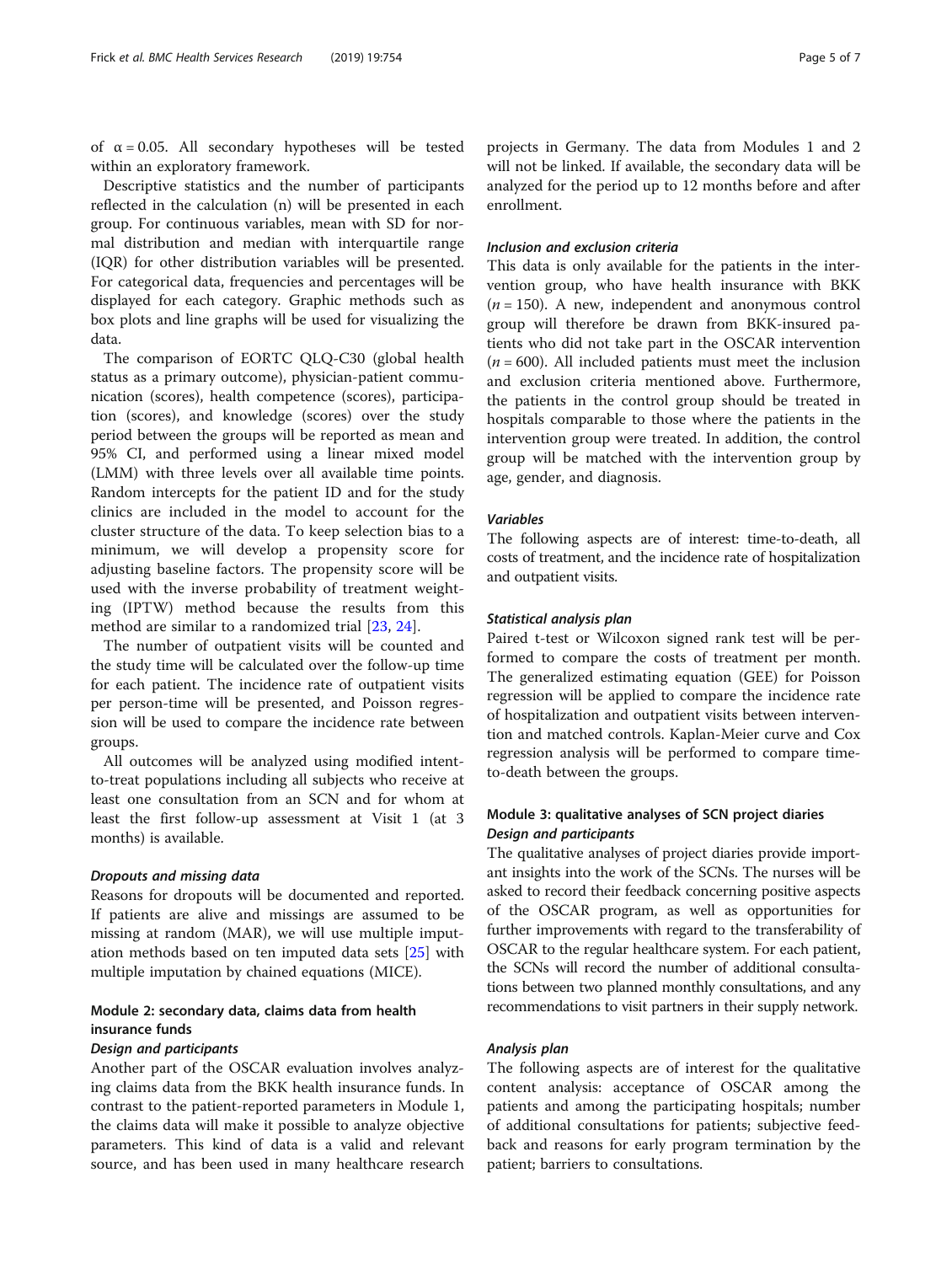of $\alpha = 0.05$. All secondary hypotheses will be tested within an exploratory framework.

Descriptive statistics and the number of participants reflected in the calculation (n) will be presented in each group. For continuous variables, mean with SD for normal distribution and median with interquartile range (IQR) for other distribution variables will be presented. For categorical data, frequencies and percentages will be displayed for each category. Graphic methods such as box plots and line graphs will be used for visualizing the data.

The comparison of EORTC QLQ-C30 (global health status as a primary outcome), physician-patient communication (scores), health competence (scores), participation (scores), and knowledge (scores) over the study period between the groups will be reported as mean and 95% CI, and performed using a linear mixed model (LMM) with three levels over all available time points. Random intercepts for the patient ID and for the study clinics are included in the model to account for the cluster structure of the data. To keep selection bias to a minimum, we will develop a propensity score for adjusting baseline factors. The propensity score will be used with the inverse probability of treatment weighting (IPTW) method because the results from this method are similar to a randomized trial [23, 24].

The number of outpatient visits will be counted and the study time will be calculated over the follow-up time for each patient. The incidence rate of outpatient visits per person-time will be presented, and Poisson regression will be used to compare the incidence rate between groups.

All outcomes will be analyzed using modified intent-to-treat populations including all subjects who receive at least one consultation from an SCN and for whom at least the first follow-up assessment at Visit 1 (at 3 months) is available.

#### *Dropouts and missing data*

Reasons for dropouts will be documented and reported. If patients are alive and missings are assumed to be missing at random (MAR), we will use multiple imputation methods based on ten imputed data sets [25] with multiple imputation by chained equations (MICE).

### Module 2: secondary data, claims data from health insurance funds

#### *Design and participants*

Another part of the OSCAR evaluation involves analyzing claims data from the BKK health insurance funds. In contrast to the patient-reported parameters in Module 1, the claims data will make it possible to analyze objective parameters. This kind of data is a valid and relevant source, and has been used in many healthcare research projects in Germany. The data from Modules 1 and 2 will not be linked. If available, the secondary data will be analyzed for the period up to 12 months before and after enrollment.

#### *Inclusion and exclusion criteria*

This data is only available for the patients in the intervention group, who have health insurance with BKK ($n = 150$). A new, independent and anonymous control group will therefore be drawn from BKK-insured patients who did not take part in the OSCAR intervention ($n = 600$). All included patients must meet the inclusion and exclusion criteria mentioned above. Furthermore, the patients in the control group should be treated in hospitals comparable to those where the patients in the intervention group were treated. In addition, the control group will be matched with the intervention group by age, gender, and diagnosis.

#### *Variables*

The following aspects are of interest: time-to-death, all costs of treatment, and the incidence rate of hospitalization and outpatient visits.

#### *Statistical analysis plan*

Paired t-test or Wilcoxon signed rank test will be performed to compare the costs of treatment per month. The generalized estimating equation (GEE) for Poisson regression will be applied to compare the incidence rate of hospitalization and outpatient visits between intervention and matched controls. Kaplan-Meier curve and Cox regression analysis will be performed to compare time-to-death between the groups.

### Module 3: qualitative analyses of SCN project diaries

#### *Design and participants*

The qualitative analyses of project diaries provide important insights into the work of the SCNs. The nurses will be asked to record their feedback concerning positive aspects of the OSCAR program, as well as opportunities for further improvements with regard to the transferability of OSCAR to the regular healthcare system. For each patient, the SCNs will record the number of additional consultations between two planned monthly consultations, and any recommendations to visit partners in their supply network.

#### *Analysis plan*

The following aspects are of interest for the qualitative content analysis: acceptance of OSCAR among the patients and among the participating hospitals; number of additional consultations for patients; subjective feedback and reasons for early program termination by the patient; barriers to consultations.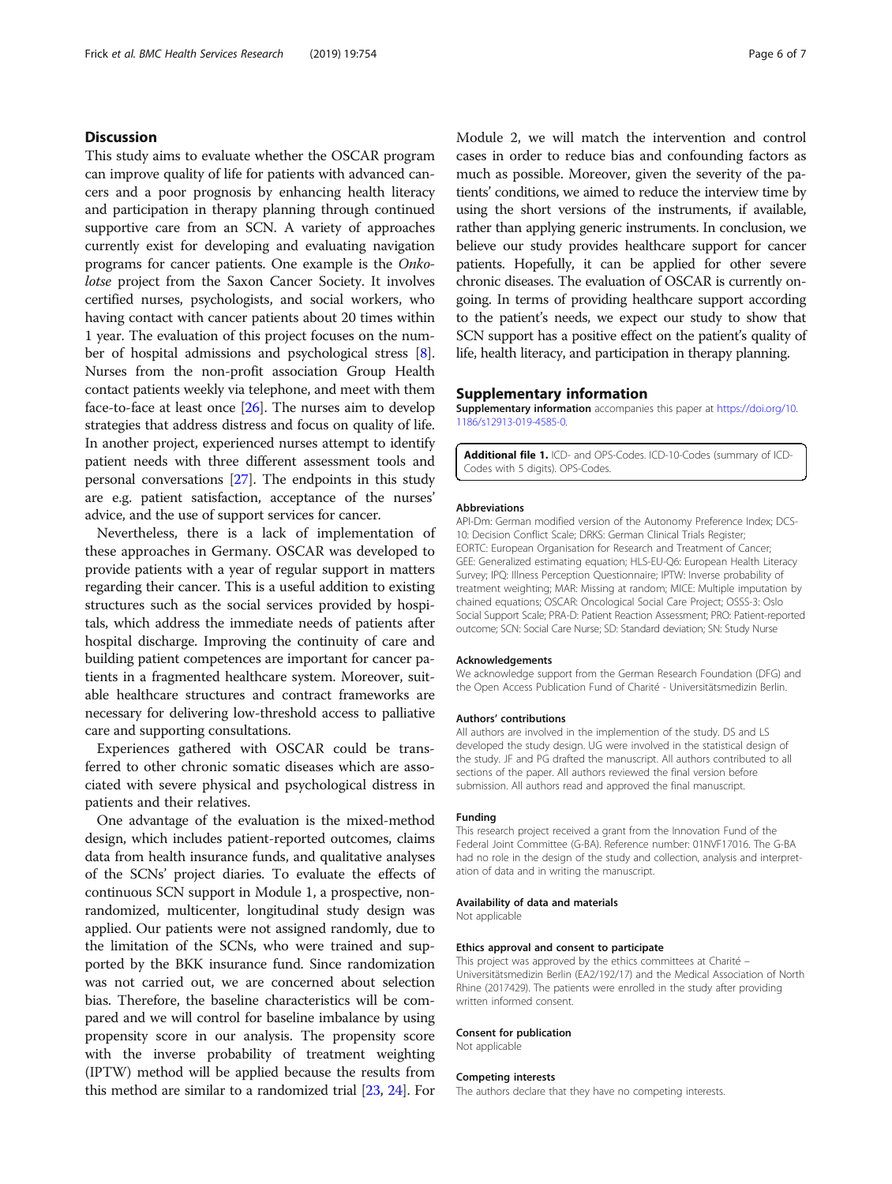## Discussion

This study aims to evaluate whether the OSCAR program can improve quality of life for patients with advanced cancers and a poor prognosis by enhancing health literacy and participation in therapy planning through continued supportive care from an SCN. A variety of approaches currently exist for developing and evaluating navigation programs for cancer patients. One example is the *Onkolotse* project from the Saxon Cancer Society. It involves certified nurses, psychologists, and social workers, who having contact with cancer patients about 20 times within 1 year. The evaluation of this project focuses on the number of hospital admissions and psychological stress [8]. Nurses from the non-profit association Group Health contact patients weekly via telephone, and meet with them face-to-face at least once [26]. The nurses aim to develop strategies that address distress and focus on quality of life. In another project, experienced nurses attempt to identify patient needs with three different assessment tools and personal conversations [27]. The endpoints in this study are e.g. patient satisfaction, acceptance of the nurses' advice, and the use of support services for cancer.

Nevertheless, there is a lack of implementation of these approaches in Germany. OSCAR was developed to provide patients with a year of regular support in matters regarding their cancer. This is a useful addition to existing structures such as the social services provided by hospitals, which address the immediate needs of patients after hospital discharge. Improving the continuity of care and building patient competences are important for cancer patients in a fragmented healthcare system. Moreover, suitable healthcare structures and contract frameworks are necessary for delivering low-threshold access to palliative care and supporting consultations.

Experiences gathered with OSCAR could be transferred to other chronic somatic diseases which are associated with severe physical and psychological distress in patients and their relatives.

One advantage of the evaluation is the mixed-method design, which includes patient-reported outcomes, claims data from health insurance funds, and qualitative analyses of the SCNs' project diaries. To evaluate the effects of continuous SCN support in Module 1, a prospective, non-randomized, multicenter, longitudinal study design was applied. Our patients were not assigned randomly, due to the limitation of the SCNs, who were trained and supported by the BKK insurance fund. Since randomization was not carried out, we are concerned about selection bias. Therefore, the baseline characteristics will be compared and we will control for baseline imbalance by using propensity score in our analysis. The propensity score with the inverse probability of treatment weighting (IPTW) method will be applied because the results from this method are similar to a randomized trial [23, 24]. For Module 2, we will match the intervention and control cases in order to reduce bias and confounding factors as much as possible. Moreover, given the severity of the patients' conditions, we aimed to reduce the interview time by using the short versions of the instruments, if available, rather than applying generic instruments. In conclusion, we believe our study provides healthcare support for cancer patients. Hopefully, it can be applied for other severe chronic diseases. The evaluation of OSCAR is currently ongoing. In terms of providing healthcare support according to the patient's needs, we expect our study to show that SCN support has a positive effect on the patient's quality of life, health literacy, and participation in therapy planning.

## Supplementary information

**Supplementary information** accompanies this paper at https://doi.org/10.1186/s12913-019-4585-0.

**Additional file 1.** ICD- and OPS-Codes. ICD-10-Codes (summary of ICD-Codes with 5 digits). OPS-Codes.

#### Abbreviations

API-Dm: German modified version of the Autonomy Preference Index; DCS-10: Decision Conflict Scale; DRKS: German Clinical Trials Register; EORTC: European Organisation for Research and Treatment of Cancer; GEE: Generalized estimating equation; HLS-EU-Q6: European Health Literacy Survey; IPQ: Illness Perception Questionnaire; IPTW: Inverse probability of treatment weighting; MAR: Missing at random; MICE: Multiple imputation by chained equations; OSCAR: Oncological Social Care Project; OSSS-3: Oslo Social Support Scale; PRA-D: Patient Reaction Assessment; PRO: Patient-reported outcome; SCN: Social Care Nurse; SD: Standard deviation; SN: Study Nurse

#### Acknowledgements

We acknowledge support from the German Research Foundation (DFG) and the Open Access Publication Fund of Charité - Universitätsmedizin Berlin.

#### Authors' contributions

All authors are involved in the implemention of the study. DS and LS developed the study design. UG were involved in the statistical design of the study. JF and PG drafted the manuscript. All authors contributed to all sections of the paper. All authors reviewed the final version before submission. All authors read and approved the final manuscript.

#### Funding

This research project received a grant from the Innovation Fund of the Federal Joint Committee (G-BA). Reference number: 01NVF17016. The G-BA had no role in the design of the study and collection, analysis and interpretation of data and in writing the manuscript.

#### Availability of data and materials

Not applicable

#### Ethics approval and consent to participate

This project was approved by the ethics committees at Charité – Universitätsmedizin Berlin (EA2/192/17) and the Medical Association of North Rhine (2017429). The patients were enrolled in the study after providing written informed consent.

#### Consent for publication

Not applicable

#### Competing interests

The authors declare that they have no competing interests.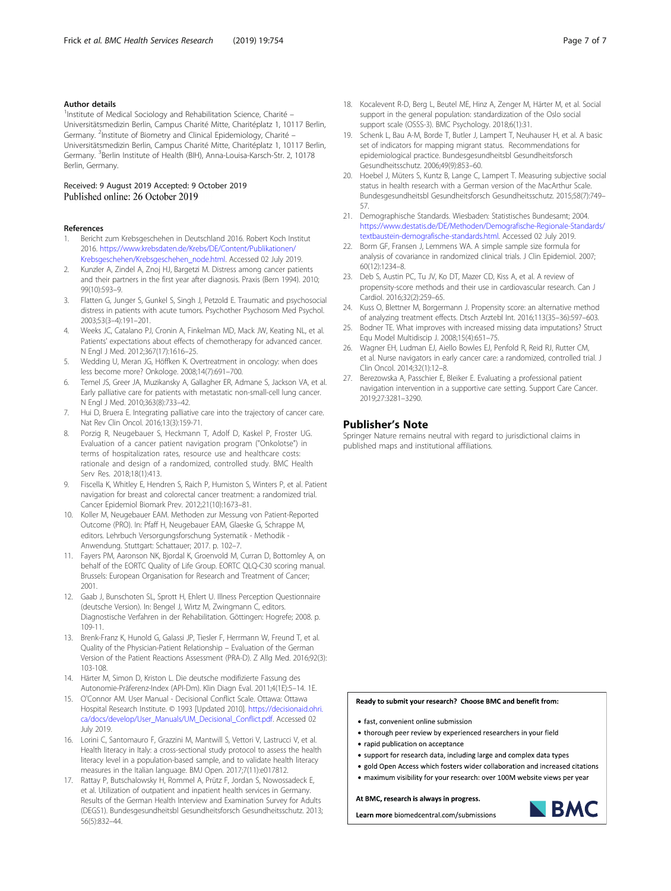## Author details

[1]Institute of Medical Sociology and Rehabilitation Science, Charité – Universitätsmedizin Berlin, Campus Charité Mitte, Charitéplatz 1, 10117 Berlin, Germany. [2]Institute of Biometry and Clinical Epidemiology, Charité – Universitätsmedizin Berlin, Campus Charité Mitte, Charitéplatz 1, 10117 Berlin, Germany. [3]Berlin Institute of Health (BIH), Anna-Louisa-Karsch-Str. 2, 10178 Berlin, Germany.

Received: 9 August 2019 Accepted: 9 October 2019
Published online: 26 October 2019

## References

1. Bericht zum Krebsgeschehen in Deutschland 2016. Robert Koch Institut 2016. https://www.krebsdaten.de/Krebs/DE/Content/Publikationen/Krebsgeschehen/Krebsgeschehen_node.html. Accessed 02 July 2019.
2. Kunzler A, Zindel A, Znoj HJ, Bargetzi M. Distress among cancer patients and their partners in the first year after diagnosis. Praxis (Bern 1994). 2010; 99(10):593–9.
3. Flatten G, Junger S, Gunkel S, Singh J, Petzold E. Traumatic and psychosocial distress in patients with acute tumors. Psychother Psychosom Med Psychol. 2003;53(3–4):191–201.
4. Weeks JC, Catalano PJ, Cronin A, Finkelman MD, Mack JW, Keating NL, et al. Patients' expectations about effects of chemotherapy for advanced cancer. N Engl J Med. 2012;367(17):1616–25.
5. Wedding U, Meran JG, Höffken K. Overtreatment in oncology: when does less become more? Onkologe. 2008;14(7):691–700.
6. Temel JS, Greer JA, Muzikansky A, Gallagher ER, Admane S, Jackson VA, et al. Early palliative care for patients with metastatic non-small-cell lung cancer. N Engl J Med. 2010;363(8):733–42.
7. Hui D, Bruera E. Integrating palliative care into the trajectory of cancer care. Nat Rev Clin Oncol. 2016;13(3):159-71.
8. Porzig R, Neugebauer S, Heckmann T, Adolf D, Kaskel P, Froster UG. Evaluation of a cancer patient navigation program ("Onkolotse") in terms of hospitalization rates, resource use and healthcare costs: rationale and design of a randomized, controlled study. BMC Health Serv Res. 2018;18(1):413.
9. Fiscella K, Whitley E, Hendren S, Raich P, Humiston S, Winters P, et al. Patient navigation for breast and colorectal cancer treatment: a randomized trial. Cancer Epidemiol Biomark Prev. 2012;21(10):1673–81.
10. Koller M, Neugebauer EAM. Methoden zur Messung von Patient-Reported Outcome (PRO). In: Pfaff H, Neugebauer EAM, Glaeske G, Schrappe M, editors. Lehrbuch Versorgungsforschung Systematik - Methodik - Anwendung. Stuttgart: Schattauer; 2017. p. 102–7.
11. Fayers PM, Aaronson NK, Bjordal K, Groenvold M, Curran D, Bottomley A, on behalf of the EORTC Quality of Life Group. EORTC QLQ-C30 scoring manual. Brussels: European Organisation for Research and Treatment of Cancer; 2001.
12. Gaab J, Bunschoten SL, Sprott H, Ehlert U. Illness Perception Questionnaire (deutsche Version). In: Bengel J, Wirtz M, Zwingmann C, editors. Diagnostische Verfahren in der Rehabilitation. Göttingen: Hogrefe; 2008. p. 109-11.
13. Brenk-Franz K, Hunold G, Galassi JP, Tiesler F, Herrmann W, Freund T, et al. Quality of the Physician-Patient Relationship – Evaluation of the German Version of the Patient Reactions Assessment (PRA-D). Z Allg Med. 2016;92(3): 103-108.
14. Härter M, Simon D, Kriston L. Die deutsche modifizierte Fassung des Autonomie-Präferenz-Index (API-Dm). Klin Diagn Eval. 2011;4(1E):5–14. 1E.
15. O'Connor AM. User Manual - Decisional Conflict Scale. Ottawa: Ottawa Hospital Research Institute. © 1993 [Updated 2010]. https://decisionaid.ohri.ca/docs/develop/User_Manuals/UM_Decisional_Conflict.pdf. Accessed 02 July 2019.
16. Lorini C, Santomauro F, Grazzini M, Mantwill S, Vettori V, Lastrucci V, et al. Health literacy in Italy: a cross-sectional study protocol to assess the health literacy level in a population-based sample, and to validate health literacy measures in the Italian language. BMJ Open. 2017;7(11):e017812.
17. Rattay P, Butschalowsky H, Rommel A, Prütz F, Jordan S, Nowossadeck E, et al. Utilization of outpatient and inpatient health services in Germany. Results of the German Health Interview and Examination Survey for Adults (DEGS1). Bundesgesundheitsbl Gesundheitsforsch Gesundheitsschutz. 2013; 56(5):832–44.
18. Kocalevent R-D, Berg L, Beutel ME, Hinz A, Zenger M, Härter M, et al. Social support in the general population: standardization of the Oslo social support scale (OSSS-3). BMC Psychology. 2018;6(1):31.
19. Schenk L, Bau A-M, Borde T, Butler J, Lampert T, Neuhauser H, et al. A basic set of indicators for mapping migrant status. Recommendations for epidemiological practice. Bundesgesundheitsbl Gesundheitsforsch Gesundheitsschutz. 2006;49(9):853–60.
20. Hoebel J, Müters S, Kuntz B, Lange C, Lampert T. Measuring subjective social status in health research with a German version of the MacArthur Scale. Bundesgesundheitsbl Gesundheitsforsch Gesundheitsschutz. 2015;58(7):749–57.
21. Demographische Standards. Wiesbaden: Statistisches Bundesamt; 2004. https://www.destatis.de/DE/Methoden/Demografische-Regionale-Standards/textbaustein-demografische-standards.html. Accessed 02 July 2019.
22. Borm GF, Fransen J, Lemmens WA. A simple sample size formula for analysis of covariance in randomized clinical trials. J Clin Epidemiol. 2007; 60(12):1234–8.
23. Deb S, Austin PC, Tu JV, Ko DT, Mazer CD, Kiss A, et al. A review of propensity-score methods and their use in cardiovascular research. Can J Cardiol. 2016;32(2):259–65.
24. Kuss O, Blettner M, Borgermann J. Propensity score: an alternative method of analyzing treatment effects. Dtsch Arztebl Int. 2016;113(35–36):597–603.
25. Bodner TE. What improves with increased missing data imputations? Struct Equ Model Multidiscip J. 2008;15(4):651–75.
26. Wagner EH, Ludman EJ, Aiello Bowles EJ, Penfold R, Reid RJ, Rutter CM, et al. Nurse navigators in early cancer care: a randomized, controlled trial. J Clin Oncol. 2014;32(1):12–8.
27. Berezowska A, Passchier E, Bleiker E. Evaluating a professional patient navigation intervention in a supportive care setting. Support Care Cancer. 2019;27:3281–3290.

## Publisher's Note

Springer Nature remains neutral with regard to jurisdictional claims in published maps and institutional affiliations.

**Ready to submit your research? Choose BMC and benefit from:**

- fast, convenient online submission
- thorough peer review by experienced researchers in your field
- rapid publication on acceptance
- support for research data, including large and complex data types
- gold Open Access which fosters wider collaboration and increased citations
- maximum visibility for your research: over 100M website views per year

**At BMC, research is always in progress.**

**Learn more** biomedcentral.com/submissions

BMC